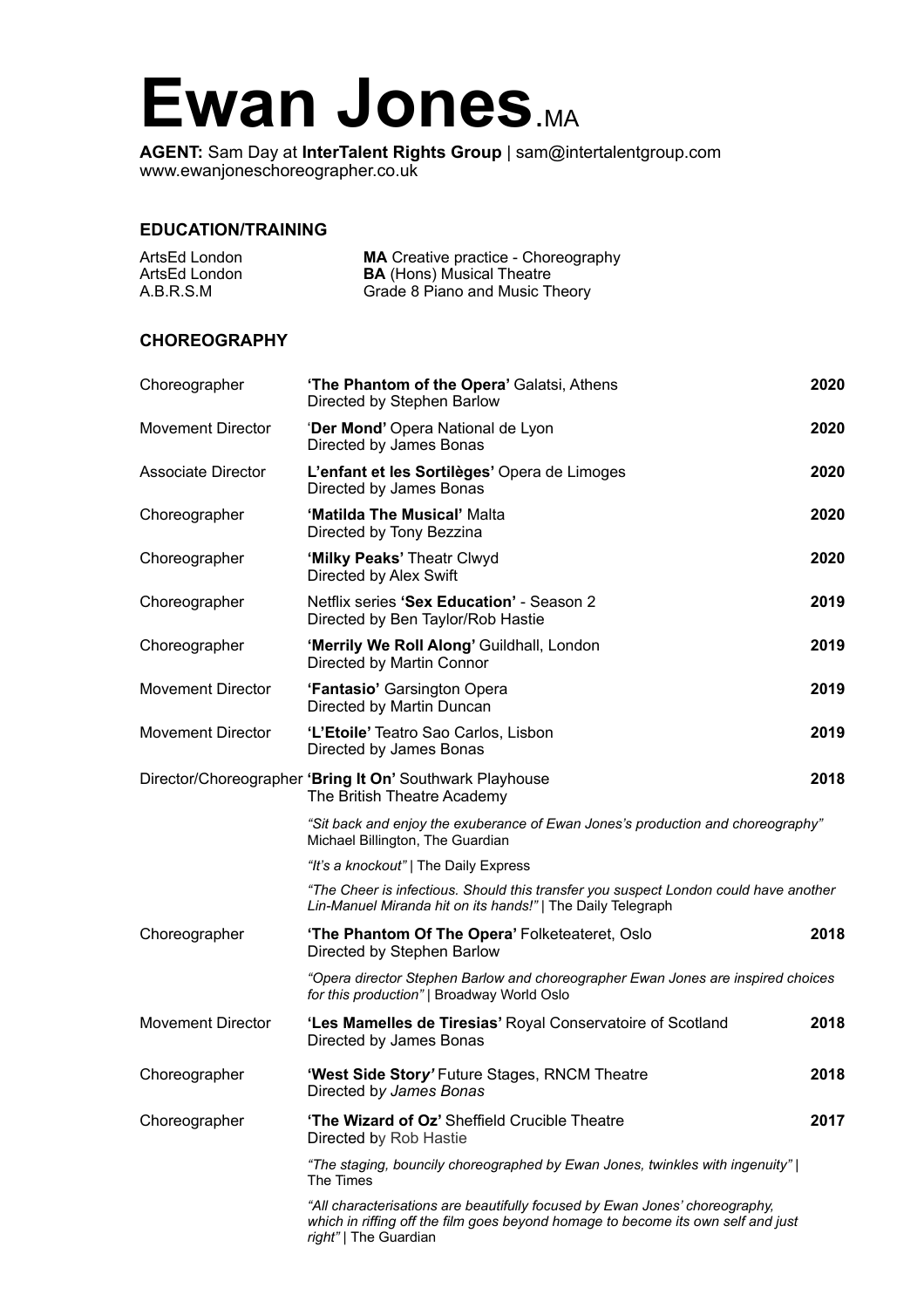# Ewan Jones.MA

**AGENT:** Sam Day at **InterTalent Rights Group** | sam@intertalentgroup.com
www.ewanjoneschoreographer.co.uk

## EDUCATION/TRAINING

| | |
|---|---|
| ArtsEd London | **MA** Creative practice - Choreography |
| ArtsEd London | **BA** (Hons) Musical Theatre |
| A.B.R.S.M | Grade 8 Piano and Music Theory |

## CHOREOGRAPHY

| | | |
|---|---|---|
| Choreographer | **'The Phantom of the Opera'** Galatsi, Athens<br>Directed by Stephen Barlow | **2020** |
| Movement Director | '**Der Mond'** Opera National de Lyon<br>Directed by James Bonas | **2020** |
| Associate Director | **L'enfant et les Sortilèges'** Opera de Limoges<br>Directed by James Bonas | **2020** |
| Choreographer | **'Matilda The Musical'** Malta<br>Directed by Tony Bezzina | **2020** |
| Choreographer | **'Milky Peaks'** Theatr Clwyd<br>Directed by Alex Swift | **2020** |
| Choreographer | Netflix series **'Sex Education'** - Season 2<br>Directed by Ben Taylor/Rob Hastie | **2019** |
| Choreographer | **'Merrily We Roll Along'** Guildhall, London<br>Directed by Martin Connor | **2019** |
| Movement Director | **'Fantasio'** Garsington Opera<br>Directed by Martin Duncan | **2019** |
| Movement Director | **'L'Etoile'** Teatro Sao Carlos, Lisbon<br>Directed by James Bonas | **2019** |
| Director/Choreographer | **'Bring It On'** Southwark Playhouse<br>The British Theatre Academy | **2018** |
| | *"Sit back and enjoy the exuberance of Ewan Jones's production and choreography"* Michael Billington, The Guardian<br>*"It's a knockout"* \| The Daily Express<br>*"The Cheer is infectious. Should this transfer you suspect London could have another Lin-Manuel Miranda hit on its hands!"* \| The Daily Telegraph | |
| Choreographer | **'The Phantom Of The Opera'** Folketeateret, Oslo<br>Directed by Stephen Barlow | **2018** |
| | *"Opera director Stephen Barlow and choreographer Ewan Jones are inspired choices for this production"* \| Broadway World Oslo | |
| Movement Director | **'Les Mamelles de Tiresias'** Royal Conservatoire of Scotland<br>Directed by James Bonas | **2018** |
| Choreographer | **'West Side Story'** Future Stages, RNCM Theatre<br>Directed by *James Bonas* | **2018** |
| Choreographer | **'The Wizard of Oz'** Sheffield Crucible Theatre<br>Directed by Rob Hastie | **2017** |
| | *"The staging, bouncily choreographed by Ewan Jones, twinkles with ingenuity"* \| The Times<br>*"All characterisations are beautifully focused by Ewan Jones' choreography, which in riffing off the film goes beyond homage to become its own self and just right"* \| The Guardian | |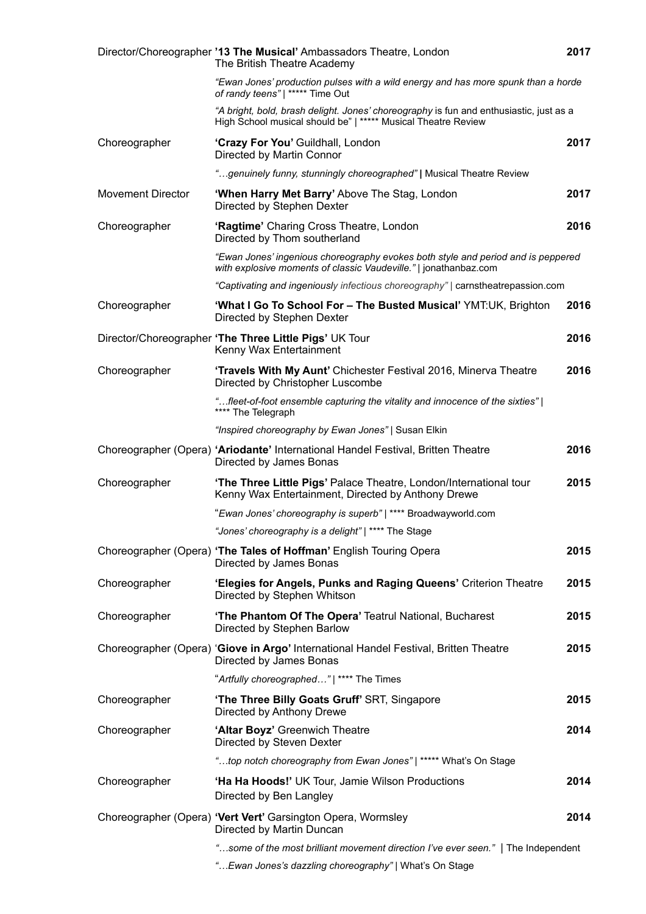| | | |
|---|---|---|
| Director/Choreographer | **'13 The Musical'** Ambassadors Theatre, London<br>The British Theatre Academy | **2017** |
| | *"Ewan Jones' production pulses with a wild energy and has more spunk than a horde of randy teens"* \| ***** Time Out | |
| | *"A bright, bold, brash delight. Jones' choreography is fun and enthusiastic, just as a High School musical should be"* \| ***** Musical Theatre Review | |
| Choreographer | **'Crazy For You'** Guildhall, London<br>Directed by Martin Connor | **2017** |
| | *"…genuinely funny, stunningly choreographed"* **\|** Musical Theatre Review | |
| Movement Director | **'When Harry Met Barry'** Above The Stag, London<br>Directed by Stephen Dexter | **2017** |
| Choreographer | **'Ragtime'** Charing Cross Theatre, London<br>Directed by Thom southerland | **2016** |
| | *"Ewan Jones' ingenious choreography evokes both style and period and is peppered with explosive moments of classic Vaudeville."* \| jonathanbaz.com | |
| | *"Captivating and ingeniously infectious choreography"* \| carnstheatrepassion.com | |
| Choreographer | **'What I Go To School For – The Busted Musical'** YMT:UK, Brighton<br>Directed by Stephen Dexter | **2016** |
| Director/Choreographer | **'The Three Little Pigs'** UK Tour<br>Kenny Wax Entertainment | **2016** |
| Choreographer | **'Travels With My Aunt'** Chichester Festival 2016, Minerva Theatre<br>Directed by Christopher Luscombe | **2016** |
| | *"…fleet-of-foot ensemble capturing the vitality and innocence of the sixties"* \| **** The Telegraph | |
| | *"Inspired choreography by Ewan Jones"* \| Susan Elkin | |
| Choreographer (Opera) | **'Ariodante'** International Handel Festival, Britten Theatre<br>Directed by James Bonas | **2016** |
| Choreographer | **'The Three Little Pigs'** Palace Theatre, London/International tour<br>Kenny Wax Entertainment, Directed by Anthony Drewe | **2015** |
| | "*Ewan Jones' choreography is superb"* \| **** Broadwayworld.com | |
| | *"Jones' choreography is a delight"* \| **** The Stage | |
| Choreographer (Opera) | **'The Tales of Hoffman'** English Touring Opera<br>Directed by James Bonas | **2015** |
| Choreographer | **'Elegies for Angels, Punks and Raging Queens'** Criterion Theatre<br>Directed by Stephen Whitson | **2015** |
| Choreographer | **'The Phantom Of The Opera'** Teatrul National, Bucharest<br>Directed by Stephen Barlow | **2015** |
| Choreographer (Opera) | '**Giove in Argo'** International Handel Festival, Britten Theatre<br>Directed by James Bonas | **2015** |
| | "*Artfully choreographed…"* \| **** The Times | |
| Choreographer | **'The Three Billy Goats Gruff'** SRT, Singapore<br>Directed by Anthony Drewe | **2015** |
| Choreographer | **'Altar Boyz'** Greenwich Theatre<br>Directed by Steven Dexter | **2014** |
| | *"…top notch choreography from Ewan Jones"* \| ***** What's On Stage | |
| Choreographer | **'Ha Ha Hoods!'** UK Tour, Jamie Wilson Productions<br>Directed by Ben Langley | **2014** |
| Choreographer (Opera) | **'Vert Vert'** Garsington Opera, Wormsley<br>Directed by Martin Duncan | **2014** |
| | *"…some of the most brilliant movement direction I've ever seen."* \| The Independent | |
| | *"…Ewan Jones's dazzling choreography"* \| What's On Stage | |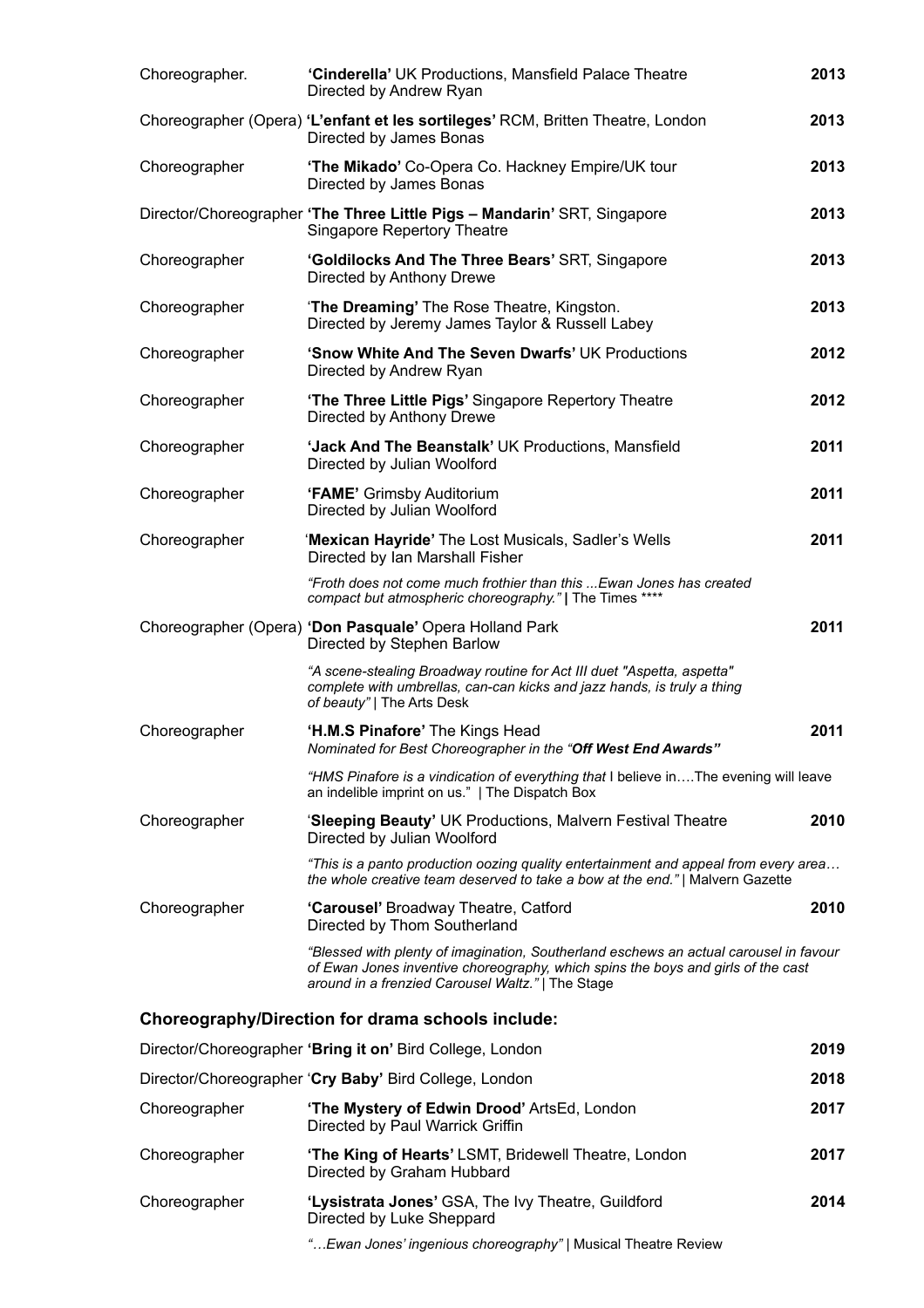| | | |
|---|---|---|
| Choreographer. | **'Cinderella'** UK Productions, Mansfield Palace Theatre<br>Directed by Andrew Ryan | **2013** |
| Choreographer (Opera) | **'L'enfant et les sortileges'** RCM, Britten Theatre, London<br>Directed by James Bonas | **2013** |
| Choreographer | **'The Mikado'** Co-Opera Co. Hackney Empire/UK tour<br>Directed by James Bonas | **2013** |
| Director/Choreographer | **'The Three Little Pigs – Mandarin'** SRT, Singapore<br>Singapore Repertory Theatre | **2013** |
| Choreographer | **'Goldilocks And The Three Bears'** SRT, Singapore<br>Directed by Anthony Drewe | **2013** |
| Choreographer | '**The Dreaming'** The Rose Theatre, Kingston.<br>Directed by Jeremy James Taylor & Russell Labey | **2013** |
| Choreographer | **'Snow White And The Seven Dwarfs'** UK Productions<br>Directed by Andrew Ryan | **2012** |
| Choreographer | **'The Three Little Pigs'** Singapore Repertory Theatre<br>Directed by Anthony Drewe | **2012** |
| Choreographer | **'Jack And The Beanstalk'** UK Productions, Mansfield<br>Directed by Julian Woolford | **2011** |
| Choreographer | **'FAME'** Grimsby Auditorium<br>Directed by Julian Woolford | **2011** |
| Choreographer | '**Mexican Hayride'** The Lost Musicals, Sadler's Wells<br>Directed by Ian Marshall Fisher<br>*"Froth does not come much frothier than this ...Ewan Jones has created compact but atmospheric choreography."* **\|** The Times **** | **2011** |
| Choreographer (Opera) | **'Don Pasquale'** Opera Holland Park<br>Directed by Stephen Barlow<br>*"A scene-stealing Broadway routine for Act III duet "Aspetta, aspetta" complete with umbrellas, can-can kicks and jazz hands, is truly a thing of beauty"* \| The Arts Desk | **2011** |
| Choreographer | **'H.M.S Pinafore'** The Kings Head<br>*Nominated for Best Choreographer in the "**Off West End Awards"***<br>*"HMS Pinafore is a vindication of everything that* I believe in….The evening will leave an indelible imprint on us." \| The Dispatch Box | **2011** |
| Choreographer | '**Sleeping Beauty'** UK Productions, Malvern Festival Theatre<br>Directed by Julian Woolford<br>*"This is a panto production oozing quality entertainment and appeal from every area… the whole creative team deserved to take a bow at the end."* \| Malvern Gazette | **2010** |
| Choreographer | **'Carousel'** Broadway Theatre, Catford<br>Directed by Thom Southerland<br>*"Blessed with plenty of imagination, Southerland eschews an actual carousel in favour of Ewan Jones inventive choreography, which spins the boys and girls of the cast around in a frenzied Carousel Waltz."* \| The Stage | **2010** |

### Choreography/Direction for drama schools include:

| | | |
|---|---|---|
| Director/Choreographer | **'Bring it on'** Bird College, London | **2019** |
| Director/Choreographer | '**Cry Baby'** Bird College, London | **2018** |
| Choreographer | **'The Mystery of Edwin Drood'** ArtsEd, London<br>Directed by Paul Warrick Griffin | **2017** |
| Choreographer | **'The King of Hearts'** LSMT, Bridewell Theatre, London<br>Directed by Graham Hubbard | **2017** |
| Choreographer | **'Lysistrata Jones'** GSA, The Ivy Theatre, Guildford<br>Directed by Luke Sheppard<br>*"…Ewan Jones' ingenious choreography"* \| Musical Theatre Review | **2014** |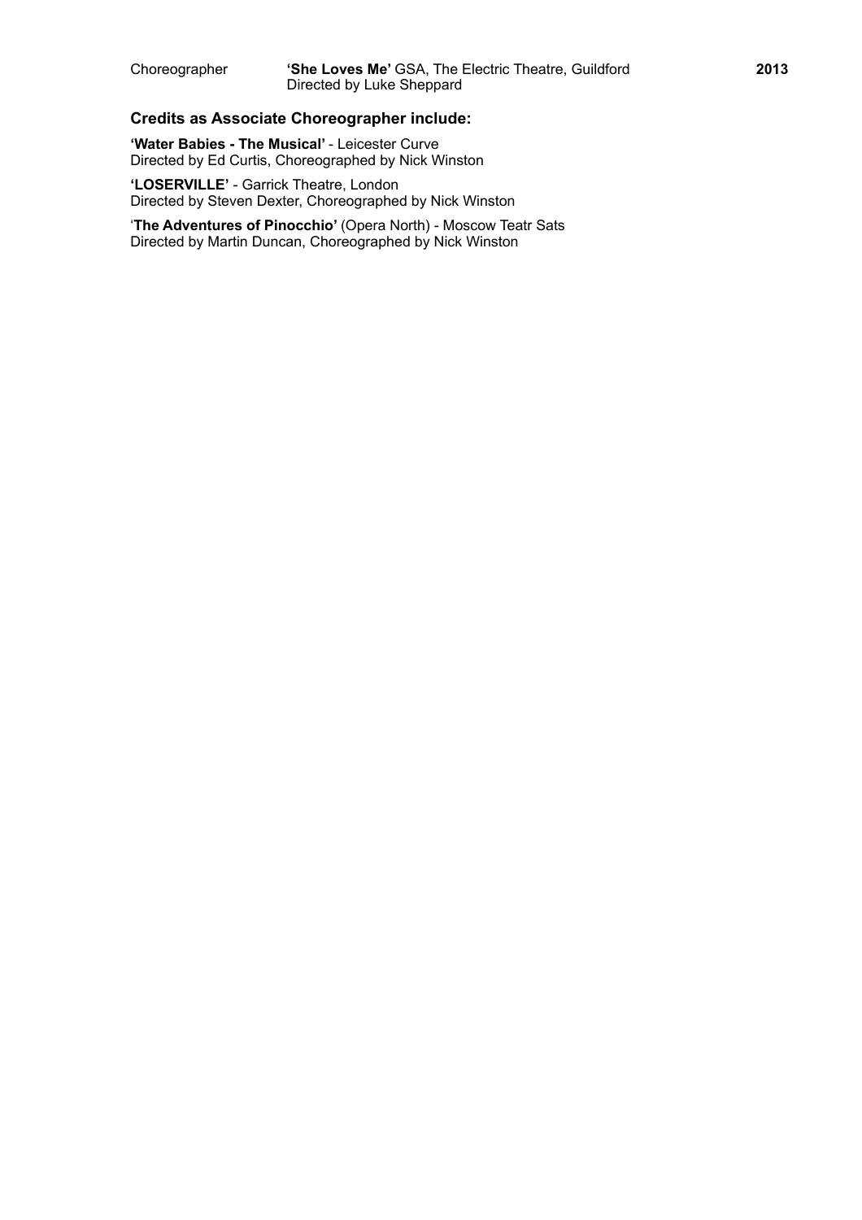| | | |
|---|---|---|
| Choreographer | **'She Loves Me'** GSA, The Electric Theatre, Guildford<br>Directed by Luke Sheppard | **2013** |

### Credits as Associate Choreographer include:

**'Water Babies - The Musical'** - Leicester Curve
Directed by Ed Curtis, Choreographed by Nick Winston

**'LOSERVILLE'** - Garrick Theatre, London
Directed by Steven Dexter, Choreographed by Nick Winston

'**The Adventures of Pinocchio'** (Opera North) - Moscow Teatr Sats
Directed by Martin Duncan, Choreographed by Nick Winston